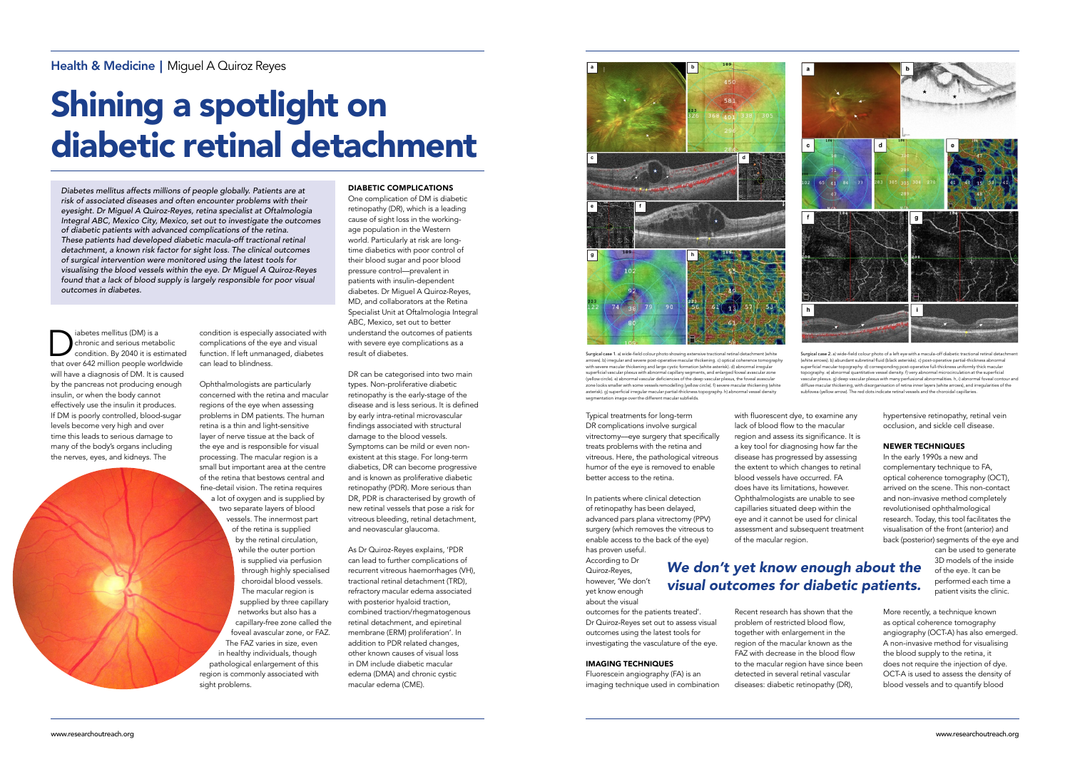Health & Medicine | Miguel A Quiroz Reyes

# Shining a spotlight on diabetic retinal detachment

*Diabetes mellitus affects millions of people globally. Patients are at risk of associated diseases and often encounter problems with their eyesight. Dr Miguel A Quiroz-Reyes, retina specialist at Oftalmologia Integral ABC, Mexico City, Mexico, set out to investigate the outcomes of diabetic patients with advanced complications of the retina. These patients had developed diabetic macula-off tractional retinal detachment, a known risk factor for sight loss. The clinical outcomes of surgical intervention were monitored using the latest tools for visualising the blood vessels within the eye. Dr Miguel A Quiroz-Reyes found that a lack of blood supply is largely responsible for poor visual outcomes in diabetes.*

Diabetes mellitus (DM) is a chronic and serious metabolic condition. By 2040 it is estimated that over 642 million people worldwide will have a diagnosis of DM. It is caused by the pancreas not producing enough insulin, or when the body cannot effectively use the insulin it produces. If DM is poorly controlled, blood-sugar levels become very high and over time this leads to serious damage to many of the body's organs including the nerves, eyes, and kidneys. The condition is especially associated with complications of the eye and visual function. If left unmanaged, diabetes can lead to blindness.

Ophthalmologists are particularly concerned with the retina and macular regions of the eye when assessing problems in DM patients. The human retina is a thin and light-sensitive layer of nerve tissue at the back of the eye and is responsible for visual processing. The macular region is a small but important area at the centre of the retina that bestows central and fine-detail vision. The retina requires a lot of oxygen and is supplied by two separate layers of blood vessels. The innermost part of the retina is supplied by the retinal circulation, while the outer portion is supplied via perfusion through highly specialised choroidal blood vessels. The macular region is supplied by three capillary networks but also has a capillary-free zone called the foveal avascular zone, or FAZ. The FAZ varies in size, even in healthy individuals, though pathological enlargement of this region is commonly associated with sight problems.

## DIABETIC COMPLICATIONS

One complication of DM is diabetic retinopathy (DR), which is a leading cause of sight loss in the working-age population in the Western world. Particularly at risk are long-time diabetics with poor control of their blood sugar and poor blood pressure control—prevalent in patients with insulin-dependent diabetes. Dr Miguel A Quiroz-Reyes, MD, and collaborators at the Retina Specialist Unit at Oftalmologia Integral ABC, Mexico, set out to better understand the outcomes of patients with severe eye complications as a result of diabetes.

DR can be categorised into two main types. Non-proliferative diabetic retinopathy is the early-stage of the disease and is less serious. It is defined by early intra-retinal microvascular findings associated with structural damage to the blood vessels. Symptoms can be mild or even non-existent at this stage. For long-term diabetics, DR can become progressive and is known as proliferative diabetic retinopathy (PDR). More serious than DR, PDR is characterised by growth of new retinal vessels that pose a risk for vitreous bleeding, retinal detachment, and neovascular glaucoma.

As Dr Quiroz-Reyes explains, 'PDR can lead to further complications of recurrent vitreous haemorrhages (VH), tractional retinal detachment (TRD), refractory macular edema associated with posterior hyaloid traction, combined traction/rhegmatogenous retinal detachment, and epiretinal membrane (ERM) proliferation'. In addition to PDR related changes, other known causes of visual loss in DM include diabetic macular edema (DMA) and chronic cystic macular edema (CME).

Surgical case 1. a) wide-field colour photo showing extensive tractional retinal detachment (white arrows). b) irregular and severe post-operative macular thickening. c) optical coherence tomography with severe macular thickening and large cystic formation (white asterisks). d) abnormal irregular superficial vascular plexus with abnormal capillary segments, and enlarged foveal avascular zone (yellow circle). e) abnormal vascular deficiencies of the deep vascular plexus, the foveal avascular zone looks smaller with some vessels remodelling (yellow circle). f) severe macular thickening (white asterisk). g) superficial irregular macular partial-thickness topography. h) abnormal vessel density segmentation image over the different macular subfields.

Surgical case 2. a) wide-field colour photo of a left eye with a macula-off diabetic tractional retinal detachment (white arrows). b) abundant subretinal fluid (black asterisks). c) post-operative partial-thickness abnormal superficial macular topography. d) corresponding post-operative full-thickness uniformly thick macular topography. e) abnormal quantitative vessel density. f) very abnormal microcirculation at the superficial vascular plexus. g) deep vascular plexus with many perfusional abnormalities. h, i) abnormal foveal contour and diffuse macular thickening, with disorganisation of retina inner layers (white arrows), and irregularities of the subfovea (yellow arrow). The red dots indicate retinal vessels and the choroidal capillaries.

Typical treatments for long-term DR complications involve surgical vitrectomy—eye surgery that specifically treats problems with the retina and vitreous. Here, the pathological vitreous humor of the eye is removed to enable better access to the retina.

In patients where clinical detection of retinopathy has been delayed, advanced pars plana vitrectomy (PPV) surgery (which removes the vitreous to enable access to the back of the eye) has proven useful. According to Dr Quiroz-Reyes, however, 'We don't yet know enough about the visual outcomes for the patients treated'. Dr Quiroz-Reyes set out to assess visual outcomes using the latest tools for investigating the vasculature of the eye.

> *We don't yet know enough about the visual outcomes for diabetic patients.*

## IMAGING TECHNIQUES

Fluorescein angiography (FA) is an imaging technique used in combination with fluorescent dye, to examine any lack of blood flow to the macular region and assess its significance. It is a key tool for diagnosing how far the disease has progressed by assessing the extent to which changes to retinal blood vessels have occurred. FA does have its limitations, however. Ophthalmologists are unable to see capillaries situated deep within the eye and it cannot be used for clinical assessment and subsequent treatment of the macular region.

Recent research has shown that the problem of restricted blood flow, together with enlargement in the region of the macular known as the FAZ with decrease in the blood flow to the macular region have since been detected in several retinal vascular diseases: diabetic retinopathy (DR), hypertensive retinopathy, retinal vein occlusion, and sickle cell disease.

## NEWER TECHNIQUES

In the early 1990s a new and complementary technique to FA, optical coherence tomography (OCT), arrived on the scene. This non-contact and non-invasive method completely revolutionised ophthalmological research. Today, this tool facilitates the visualisation of the front (anterior) and back (posterior) segments of the eye and can be used to generate 3D models of the inside of the eye. It can be performed each time a patient visits the clinic.

More recently, a technique known as optical coherence tomography angiography (OCT-A) has also emerged. A non-invasive method for visualising the blood supply to the retina, it does not require the injection of dye. OCT-A is used to assess the density of blood vessels and to quantify blood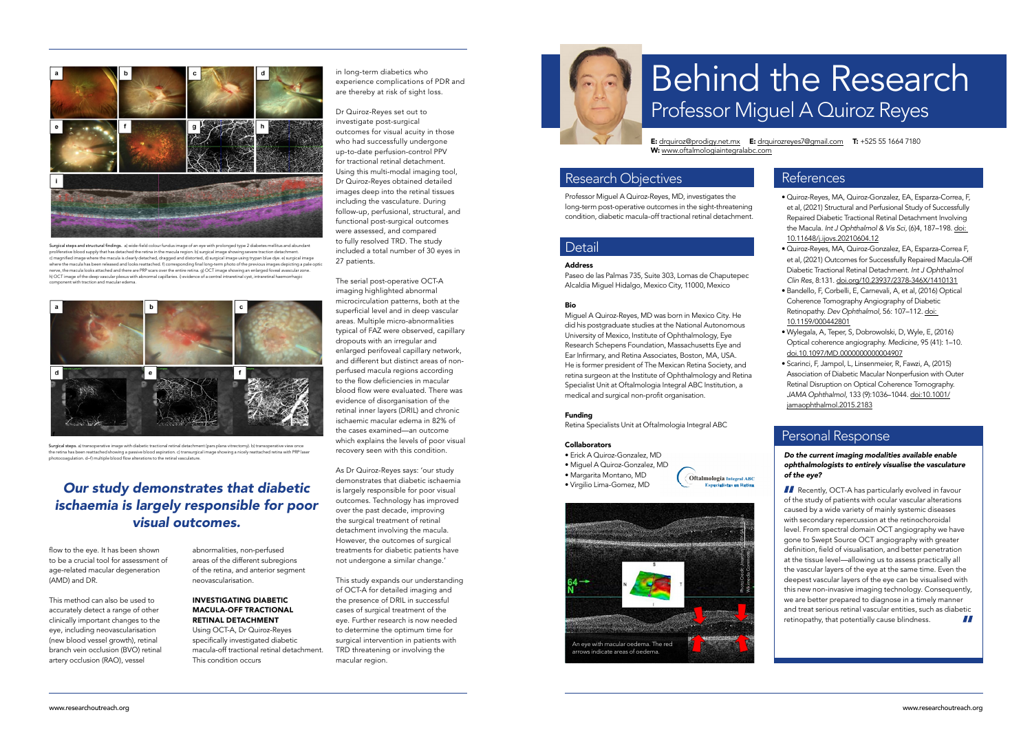Surgical steps and structural findings. a) wide-field colour fundus image of an eye with prolonged type 2 diabetes mellitus and abundant proliferative blood supply that has detached the retina in the macula region. b) surgical image showing severe traction detachment. c) magnified image where the macula is clearly detached, dragged and distorted; d) surgical image using trypan blue dye. e) surgical image where the macula has been released and looks reattached. f) corresponding final long-term photo of the previous images depicting a pale optic nerve, the macula looks attached and there are PRP scars over the entire retina. g) OCT image showing an enlarged foveal avascular zone. h) OCT image of the deep vascular plexus with abnormal capillaries. i) evidence of a central intraretinal cyst, intraretinal haemorrhagic component with traction and macular edema.

Surgical steps. a) transoperative image with diabetic tractional retinal detachment (pars plana vitrectomy). b) transoperative view once the retina has been reattached showing a passive blood aspiration. c) transurgical image showing a nicely reattached retina with PRP laser photocoagulation. d–f) multiple blood flow alterations to the retinal vasculature.

> *Our study demonstrates that diabetic ischaemia is largely responsible for poor visual outcomes.*

flow to the eye. It has been shown to be a crucial tool for assessment of age-related macular degeneration (AMD) and DR.

This method can also be used to accurately detect a range of other clinically important changes to the eye, including neovascularisation (new blood vessel growth), retinal branch vein occlusion (BVO) retinal artery occlusion (RAO), vessel abnormalities, non-perfused areas of the different subregions of the retina, and anterior segment neovascularisation.

### INVESTIGATING DIABETIC MACULA-OFF TRACTIONAL RETINAL DETACHMENT

Using OCT-A, Dr Quiroz-Reyes specifically investigated diabetic macula-off tractional retinal detachment. This condition occurs in long-term diabetics who experience complications of PDR and are thereby at risk of sight loss.

Dr Quiroz-Reyes set out to investigate post-surgical outcomes for visual acuity in those who had successfully undergone up-to-date perfusion-control PPV for tractional retinal detachment. Using this multi-modal imaging tool, Dr Quiroz-Reyes obtained detailed images deep into the retinal tissues including the vasculature. During follow-up, perfusional, structural, and functional post-surgical outcomes were assessed, and compared to fully resolved TRD. The study included a total number of 30 eyes in 27 patients.

The serial post-operative OCT-A imaging highlighted abnormal microcirculation patterns, both at the superficial level and in deep vascular layers. Multiple micro-abnormalities typical of FAZ were observed, capillary dropouts with an irregular and enlarged perifoveal capillary network, and different but distinct areas of non-perfused macula regions according to the flow deficiencies in macular blood flow were evaluated. There was evidence of disorganisation of the retinal inner layers (DRIL) and chronic ischaemic macular edema in 82% of the cases examined—an outcome which explains the levels of poor visual recovery seen with this condition.

As Dr Quiroz-Reyes says: 'our study demonstrates that diabetic ischaemia is largely responsible for poor visual outcomes. Technology has improved over the past decade, improving the surgical treatment of retinal detachment involving the macula. However, the outcomes of surgical treatments for diabetic patients have not undergone a similar change.'

This study expands our understanding of OCT-A for detailed imaging and the presence of DRIL in successful cases of surgical treatment of the eye. Further research is now needed to determine the optimum time for surgical intervention in patients with TRD threatening or involving the macular region.

# Behind the Research

## Professor Miguel A Quiroz Reyes

**E:** drquiroz@prodigy.net.mx **E:** drquirozreyes7@gmail.com **T:** +525 55 1664 7180
**W:** www.oftalmologiaintegralabc.com

## Research Objectives

Professor Miguel A Quiroz-Reyes, MD, investigates the long-term post-operative outcomes in the sight-threatening condition, diabetic macula-off tractional retinal detachment.

## Detail

**Address**

Paseo de las Palmas 735, Suite 303, Lomas de Chapultepec Alcaldia Miguel Hidalgo, Mexico City, 11000, Mexico

**Bio**

Miguel A Quiroz-Reyes, MD was born in Mexico City. He did his postgraduate studies at the National Autonomous University of Mexico, Institute of Ophthalmology, Eye Research Schepens Foundation, Massachusetts Eye and Ear Infirmary, and Retina Associates, Boston, MA, USA. He is former president of The Mexican Retina Society, and retina surgeon at the Institute of Ophthalmology and Retina Specialist Unit at Oftalmologia Integral ABC Institution, a medical and surgical non-profit organisation.

**Funding**

Retina Specialists Unit at Oftalmologia Integral ABC

**Collaborators**

- Erick A Quiroz-Gonzalez, MD
- Miguel A Quiroz-Gonzalez, MD
- Margarita Montano, MD
- Virgilio Lima-Gomez, MD

An eye with macular oedema. The red arrows indicate areas of oedema.

## References

- Quiroz-Reyes, MA, Quiroz-Gonzalez, EA, Esparza-Correa, F, et al, (2021) Structural and Perfusional Study of Successfully Repaired Diabetic Tractional Retinal Detachment Involving the Macula. *Int J Ophthalmol & Vis Sci*, (6)4, 187–198. doi: 10.11648/j.ijovs.20210604.12
- Quiroz-Reyes, MA, Quiroz-Gonzalez, EA, Esparza-Correa F, et al, (2021) Outcomes for Successfully Repaired Macula-Off Diabetic Tractional Retinal Detachment. *Int J Ophthalmol Clin Res*, 8:131. doi.org/10.23937/2378-346X/1410131
- Bandello, F, Corbelli, E, Carnevali, A, et al, (2016) Optical Coherence Tomography Angiography of Diabetic Retinopathy. *Dev Ophthalmol*, 56: 107–112. doi: 10.1159/000442801
- Wylegala, A, Teper, S, Dobrowolski, D, Wyle, E, (2016) Optical coherence angiography. *Medicine*, 95 (41): 1–10. doi.10.1097/MD.0000000000004907
- Scarinci, F, Jampol, L, Linsenmeier, R, Fawzi, A, (2015) Association of Diabetic Macular Nonperfusion with Outer Retinal Disruption on Optical Coherence Tomography. *JAMA Ophthalmol*, 133 (9):1036–1044. doi:10.1001/jamaophthalmol.2015.2183

## Personal Response

***Do the current imaging modalities available enable ophthalmologists to entirely visualise the vasculature of the eye?***

"Recently, OCT-A has particularly evolved in favour of the study of patients with ocular vascular alterations caused by a wide variety of mainly systemic diseases with secondary repercussion at the retinochoroidal level. From spectral domain OCT angiography we have gone to Swept Source OCT angiography with greater definition, field of visualisation, and better penetration at the tissue level—allowing us to assess practically all the vascular layers of the eye at the same time. Even the deepest vascular layers of the eye can be visualised with this new non-invasive imaging technology. Consequently, we are better prepared to diagnose in a timely manner and treat serious retinal vascular entities, such as diabetic retinopathy, that potentially cause blindness."